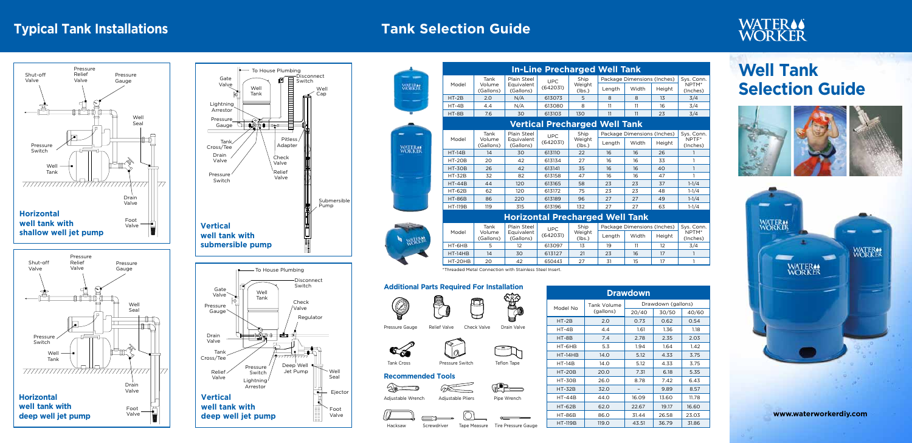# Typical Tank Installations

**Horizontal well tank with shallow well jet pump**

Shut-off Valve, Relief Valve, Pressure Valve, Pressure Gauge, Well Seal, Pressure Switch, Well Tank, Drain Valve, Foot Valve

**Horizontal well tank with deep well jet pump**

Shut-off Valve, Relief Valve, Pressure Valve, Pressure Gauge, Well Seal, Pressure Switch, Well Tank, Drain Valve, Foot Valve

**Vertical well tank with submersible pump**

To House Plumbing, Gate Valve, Well Tank, Disconnect Switch, Well Cap, Lightning Arrestor, Pressure Gauge, Tank Cross/Tee, Pitless Adapter, Drain Valve, Check Valve, Pressure Switch, Relief Valve, Submersible Pump

**Vertical well tank with deep well jet pump**

To House Plumbing, Gate Valve, Well Tank, Disconnect Switch, Pressure Gauge, Check Valve, Regulator, Drain Valve, Tank Cross/Tee, Pressure Switch, Deep Well Jet Pump, Relief Valve, Lightning Arrestor, Well Seal, Ejector, Foot Valve

# Tank Selection Guide

## In-Line Precharged Well Tank

| Model | Tank Volume (Gallons) | Plain Steel Equivalent (Gallons) | UPC (642031) | Ship Weight (lbs.) | Package Dimensions (Inches) | | | Sys. Conn. NPTM* (Inches) |
|---|---|---|---|---|---|---|---|---|
| | | | | | Length | Width | Height | |
| HT-2B | 2.0 | N/A | 613073 | 5 | 8 | 8 | 13 | 3/4 |
| HT-4B | 4.4 | N/A | 613080 | 8 | 11 | 11 | 16 | 3/4 |
| HT-8B | 7.6 | 30 | 613103 | 130 | 11 | 11 | 23 | 3/4 |

## Vertical Precharged Well Tank

| Model | Tank Volume (Gallons) | Plain Steel Equivalent (Gallons) | UPC (642031) | Ship Weight (lbs.) | Package Dimensions (Inches) | | | Sys. Conn. NPTF* (Inches) |
|---|---|---|---|---|---|---|---|---|
| | | | | | Length | Width | Height | |
| HT-14B | 14 | 30 | 613110 | 22 | 16 | 16 | 26 | 1 |
| HT-20B | 20 | 42 | 613134 | 27 | 16 | 16 | 33 | 1 |
| HT-30B | 26 | 42 | 613141 | 35 | 16 | 16 | 40 | 1 |
| HT-32B | 32 | 82 | 613158 | 47 | 16 | 16 | 47 | 1 |
| HT-44B | 44 | 120 | 613165 | 58 | 23 | 23 | 37 | 1-1/4 |
| HT-62B | 62 | 120 | 613172 | 75 | 23 | 23 | 48 | 1-1/4 |
| HT-86B | 86 | 220 | 613189 | 96 | 27 | 27 | 49 | 1-1/4 |
| HT-119B | 119 | 315 | 613196 | 132 | 27 | 27 | 63 | 1-1/4 |

## Horizontal Precharged Well Tank

| Model | Tank Volume (Gallons) | Plain Steel Equivalent (Gallons) | UPC (642031) | Ship Weight (lbs.) | Package Dimensions (Inches) | | | Sys. Conn. NPTM* (Inches) |
|---|---|---|---|---|---|---|---|---|
| | | | | | Length | Width | Height | |
| HT-6HB | 5 | 12 | 613097 | 13 | 19 | 11 | 12 | 3/4 |
| HT-14HB | 14 | 30 | 613127 | 21 | 23 | 16 | 17 | 1 |
| HT-20HB | 20 | 42 | 650443 | 27 | 31 | 15 | 17 | 1 |

*Threaded Metal Connection with Stainless Steel Insert.

## Additional Parts Required For Installation

Pressure Gauge, Relief Valve, Check Valve, Drain Valve, Tank Cross, Pressure Switch, Teflon Tape

## Recommended Tools

Adjustable Wrench, Adjustable Pliers, Pipe Wrench, Hacksaw, Screwdriver, Tape Measure, Tire Pressure Gauge

## Drawdown

| Model No | Tank Volume (gallons) | Drawdown (gallons) | | |
|---|---|---|---|---|
| | | 20/40 | 30/50 | 40/60 |
| HT-2B | 2.0 | 0.73 | 0.62 | 0.54 |
| HT-4B | 4.4 | 1.61 | 1.36 | 1.18 |
| HT-8B | 7.4 | 2.78 | 2.35 | 2.03 |
| HT-6HB | 5.3 | 1.94 | 1.64 | 1.42 |
| HT-14HB | 14.0 | 5.12 | 4.33 | 3.75 |
| HT-14B | 14.0 | 5.12 | 4.33 | 3.75 |
| HT-20B | 20.0 | 7.31 | 6.18 | 5.35 |
| HT-30B | 26.0 | 8.78 | 7.42 | 6.43 |
| HT-32B | 32.0 | – | 9.89 | 8.57 |
| HT-44B | 44.0 | 16.09 | 13.60 | 11.78 |
| HT-62B | 62.0 | 22.67 | 19.17 | 16.60 |
| HT-86B | 86.0 | 31.44 | 26.58 | 23.03 |
| HT-119B | 119.0 | 43.51 | 36.79 | 31.86 |

WATER WORKER

# Well Tank Selection Guide

www.waterworkerdiy.com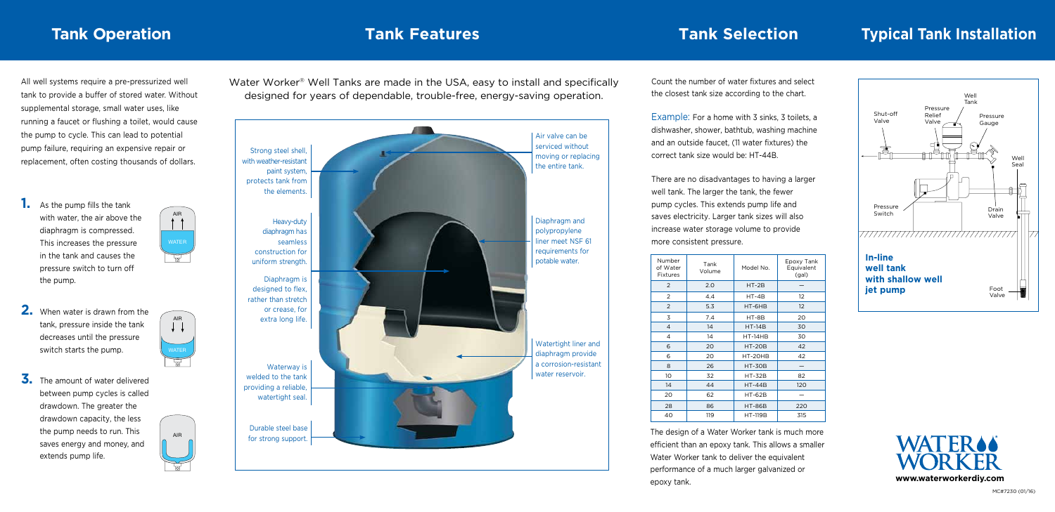## Tank Operation

All well systems require a pre-pressurized well tank to provide a buffer of stored water. Without supplemental storage, small water uses, like running a faucet or flushing a toilet, would cause the pump to cycle. This can lead to potential pump failure, requiring an expensive repair or replacement, often costing thousands of dollars.

1. As the pump fills the tank with water, the air above the diaphragm is compressed. This increases the pressure in the tank and causes the pressure switch to turn off the pump.

AIR
WATER

2. When water is drawn from the tank, pressure inside the tank decreases until the pressure switch starts the pump.

AIR
WATER

3. The amount of water delivered between pump cycles is called drawdown. The greater the drawdown capacity, the less the pump needs to run. This saves energy and money, and extends pump life.

AIR

## Tank Features

Water Worker® Well Tanks are made in the USA, easy to install and specifically designed for years of dependable, trouble-free, energy-saving operation.

Strong steel shell, with weather-resistant paint system, protects tank from the elements.

Heavy-duty diaphragm has seamless construction for uniform strength.

Diaphragm is designed to flex, rather than stretch or crease, for extra long life.

Waterway is welded to the tank providing a reliable, watertight seal.

Durable steel base for strong support.

Air valve can be serviced without moving or replacing the entire tank.

Diaphragm and polypropylene liner meet NSF 61 requirements for potable water.

Watertight liner and diaphragm provide a corrosion-resistant water reservoir.

## Tank Selection

Count the number of water fixtures and select the closest tank size according to the chart.

Example: For a home with 3 sinks, 3 toilets, a dishwasher, shower, bathtub, washing machine and an outside faucet, (11 water fixtures) the correct tank size would be: HT-44B.

There are no disadvantages to having a larger well tank. The larger the tank, the fewer pump cycles. This extends pump life and saves electricity. Larger tank sizes will also increase water storage volume to provide more consistent pressure.

| Number of Water Fixtures | Tank Volume | Model No. | Epoxy Tank Equivalent (gal) |
|---|---|---|---|
| 2 | 2.0 | HT-2B | — |
| 2 | 4.4 | HT-4B | 12 |
| 2 | 5.3 | HT-6HB | 12 |
| 3 | 7.4 | HT-8B | 20 |
| 4 | 14 | HT-14B | 30 |
| 4 | 14 | HT-14HB | 30 |
| 6 | 20 | HT-20B | 42 |
| 6 | 20 | HT-20HB | 42 |
| 8 | 26 | HT-30B | — |
| 10 | 32 | HT-32B | 82 |
| 14 | 44 | HT-44B | 120 |
| 20 | 62 | HT-62B | — |
| 28 | 86 | HT-86B | 220 |
| 40 | 119 | HT-119B | 315 |

The design of a Water Worker tank is much more efficient than an epoxy tank. This allows a smaller Water Worker tank to deliver the equivalent performance of a much larger galvanized or epoxy tank.

## Typical Tank Installation

Well Tank
Shut-off Valve
Pressure Relief Valve
Pressure Gauge
Well Seal
Pressure Switch
Drain Valve
Foot Valve

**In-line well tank with shallow well jet pump**

WATER WORKER

**www.waterworkerdiy.com**

MC#7230 (01/16)